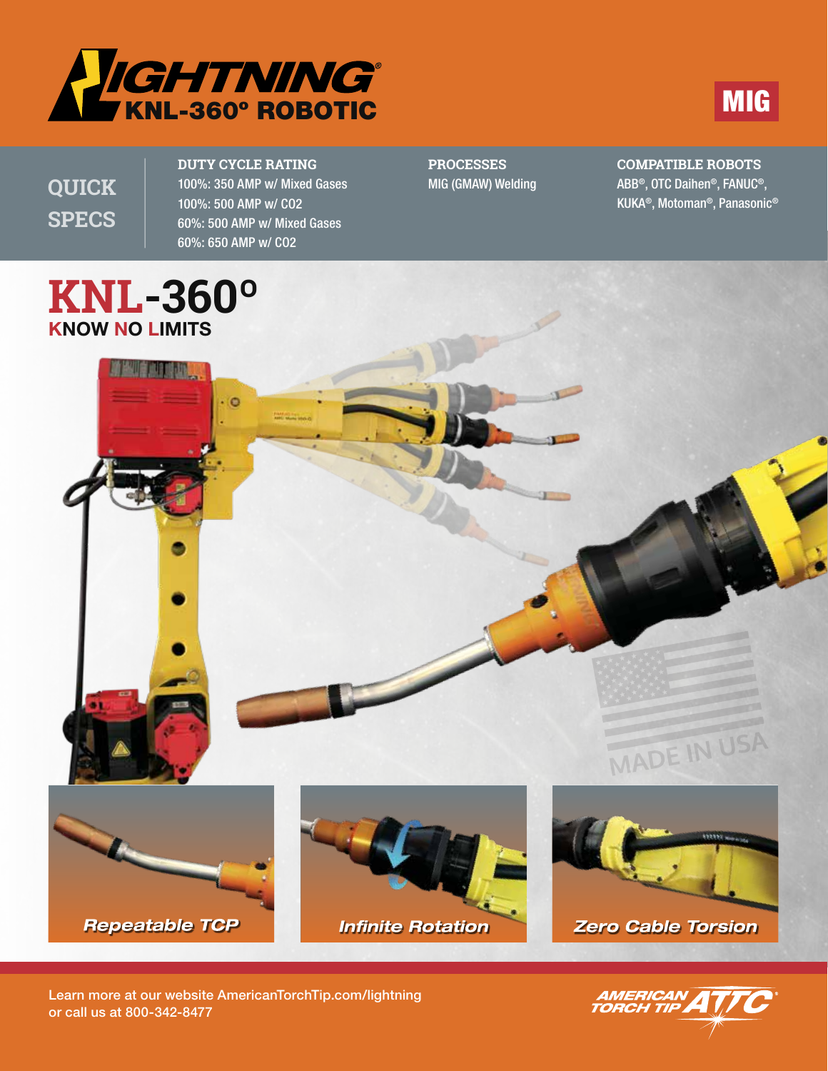# LIGHTNING® KNL-360° ROBOTIC

MIG

## QUICK SPECS

**DUTY CYCLE RATING**
100%: 350 AMP w/ Mixed Gases
100%: 500 AMP w/ CO2
60%: 500 AMP w/ Mixed Gases
60%: 650 AMP w/ CO2

**PROCESSES**
MIG (GMAW) Welding

**COMPATIBLE ROBOTS**
ABB®, OTC Daihen®, FANUC®, KUKA®, Motoman®, Panasonic®

## KNL-360°

**KNOW NO LIMITS**

MADE IN USA

*Repeatable TCP*

*Infinite Rotation*

*Zero Cable Torsion*

Learn more at our website AmericanTorchTip.com/lightning
or call us at 800-342-8477

AMERICAN TORCH TIP ATTC®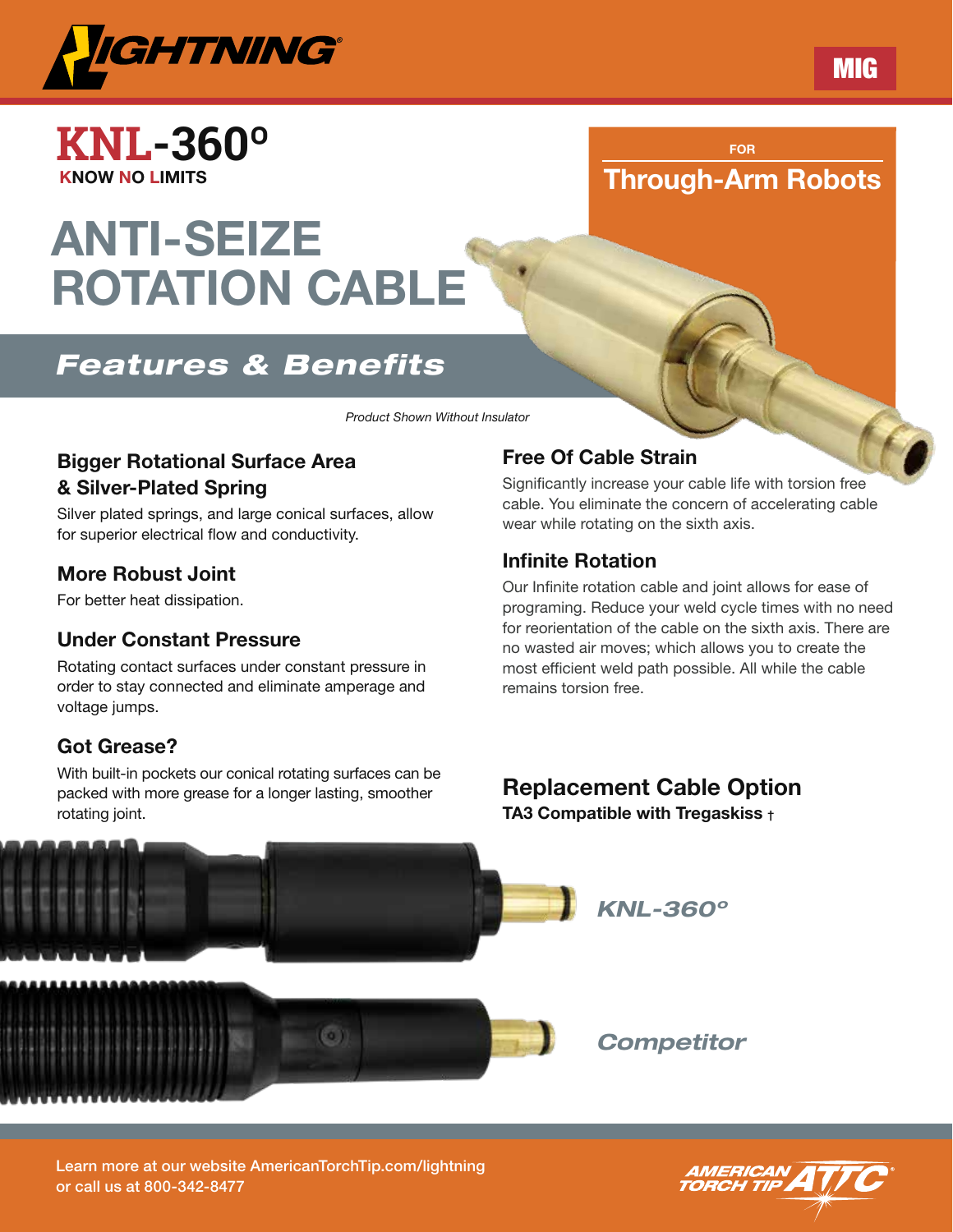LIGHTNING®

MIG

# KNL-360º

KNOW NO LIMITS

FOR

**Through-Arm Robots**

# ANTI-SEIZE ROTATION CABLE

## *Features & Benefits*

*Product Shown Without Insulator*

### Bigger Rotational Surface Area & Silver-Plated Spring

Silver plated springs, and large conical surfaces, allow for superior electrical flow and conductivity.

### More Robust Joint

For better heat dissipation.

### Under Constant Pressure

Rotating contact surfaces under constant pressure in order to stay connected and eliminate amperage and voltage jumps.

### Got Grease?

With built-in pockets our conical rotating surfaces can be packed with more grease for a longer lasting, smoother rotating joint.

### Free Of Cable Strain

Significantly increase your cable life with torsion free cable. You eliminate the concern of accelerating cable wear while rotating on the sixth axis.

### Infinite Rotation

Our Infinite rotation cable and joint allows for ease of programing. Reduce your weld cycle times with no need for reorientation of the cable on the sixth axis. There are no wasted air moves; which allows you to create the most efficient weld path possible. All while the cable remains torsion free.

## Replacement Cable Option

**TA3 Compatible with Tregaskiss †**

*KNL-360º*

*Competitor*

Learn more at our website AmericanTorchTip.com/lightning or call us at 800-342-8477

AMERICAN TORCH TIP ATTC®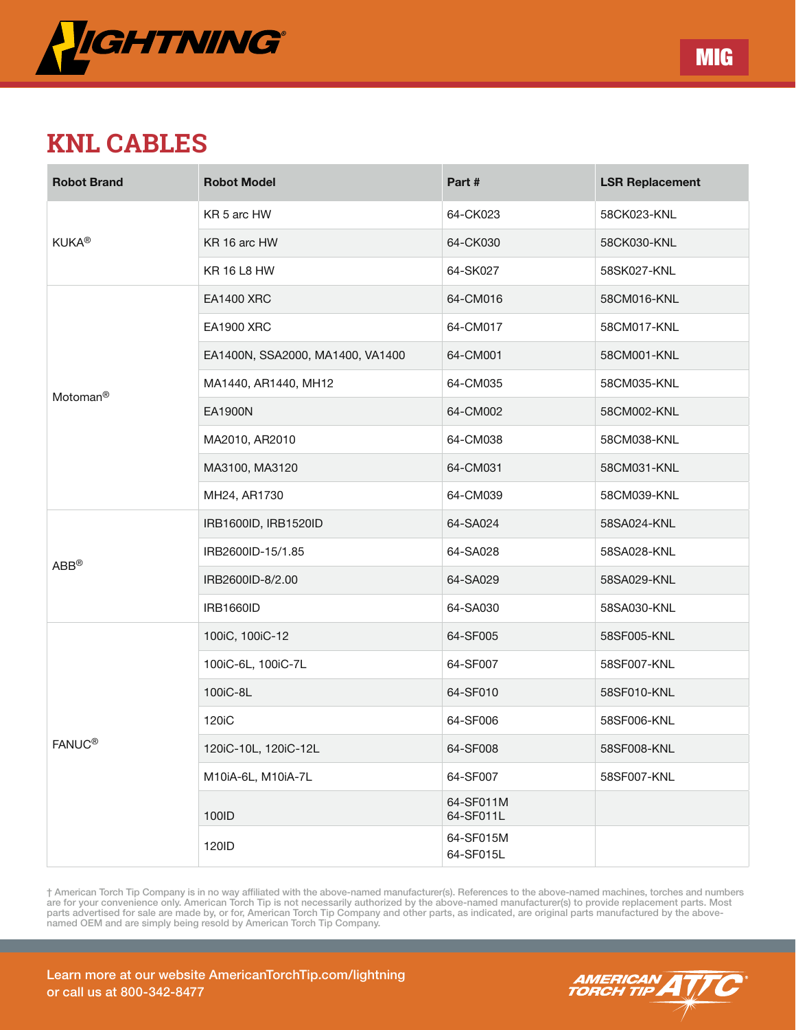LIGHTNING®

MIG

## KNL CABLES

| Robot Brand | Robot Model | Part # | LSR Replacement |
|---|---|---|---|
| KUKA® | KR 5 arc HW | 64-CK023 | 58CK023-KNL |
| | KR 16 arc HW | 64-CK030 | 58CK030-KNL |
| | KR 16 L8 HW | 64-SK027 | 58SK027-KNL |
| Motoman® | EA1400 XRC | 64-CM016 | 58CM016-KNL |
| | EA1900 XRC | 64-CM017 | 58CM017-KNL |
| | EA1400N, SSA2000, MA1400, VA1400 | 64-CM001 | 58CM001-KNL |
| | MA1440, AR1440, MH12 | 64-CM035 | 58CM035-KNL |
| | EA1900N | 64-CM002 | 58CM002-KNL |
| | MA2010, AR2010 | 64-CM038 | 58CM038-KNL |
| | MA3100, MA3120 | 64-CM031 | 58CM031-KNL |
| | MH24, AR1730 | 64-CM039 | 58CM039-KNL |
| ABB® | IRB1600ID, IRB1520ID | 64-SA024 | 58SA024-KNL |
| | IRB2600ID-15/1.85 | 64-SA028 | 58SA028-KNL |
| | IRB2600ID-8/2.00 | 64-SA029 | 58SA029-KNL |
| | IRB1660ID | 64-SA030 | 58SA030-KNL |
| FANUC® | 100iC, 100iC-12 | 64-SF005 | 58SF005-KNL |
| | 100iC-6L, 100iC-7L | 64-SF007 | 58SF007-KNL |
| | 100iC-8L | 64-SF010 | 58SF010-KNL |
| | 120iC | 64-SF006 | 58SF006-KNL |
| | 120iC-10L, 120iC-12L | 64-SF008 | 58SF008-KNL |
| | M10iA-6L, M10iA-7L | 64-SF007 | 58SF007-KNL |
| | 100ID | 64-SF011M 64-SF011L | |
| | 120ID | 64-SF015M 64-SF015L | |

† American Torch Tip Company is in no way affiliated with the above-named manufacturer(s). References to the above-named machines, torches and numbers are for your convenience only. American Torch Tip is not necessarily authorized by the above-named manufacturer(s) to provide replacement parts. Most parts advertised for sale are made by, or for, American Torch Tip Company and other parts, as indicated, are original parts manufactured by the above-named OEM and are simply being resold by American Torch Tip Company.

Learn more at our website AmericanTorchTip.com/lightning
or call us at 800-342-8477

AMERICAN TORCH TIP ATTC®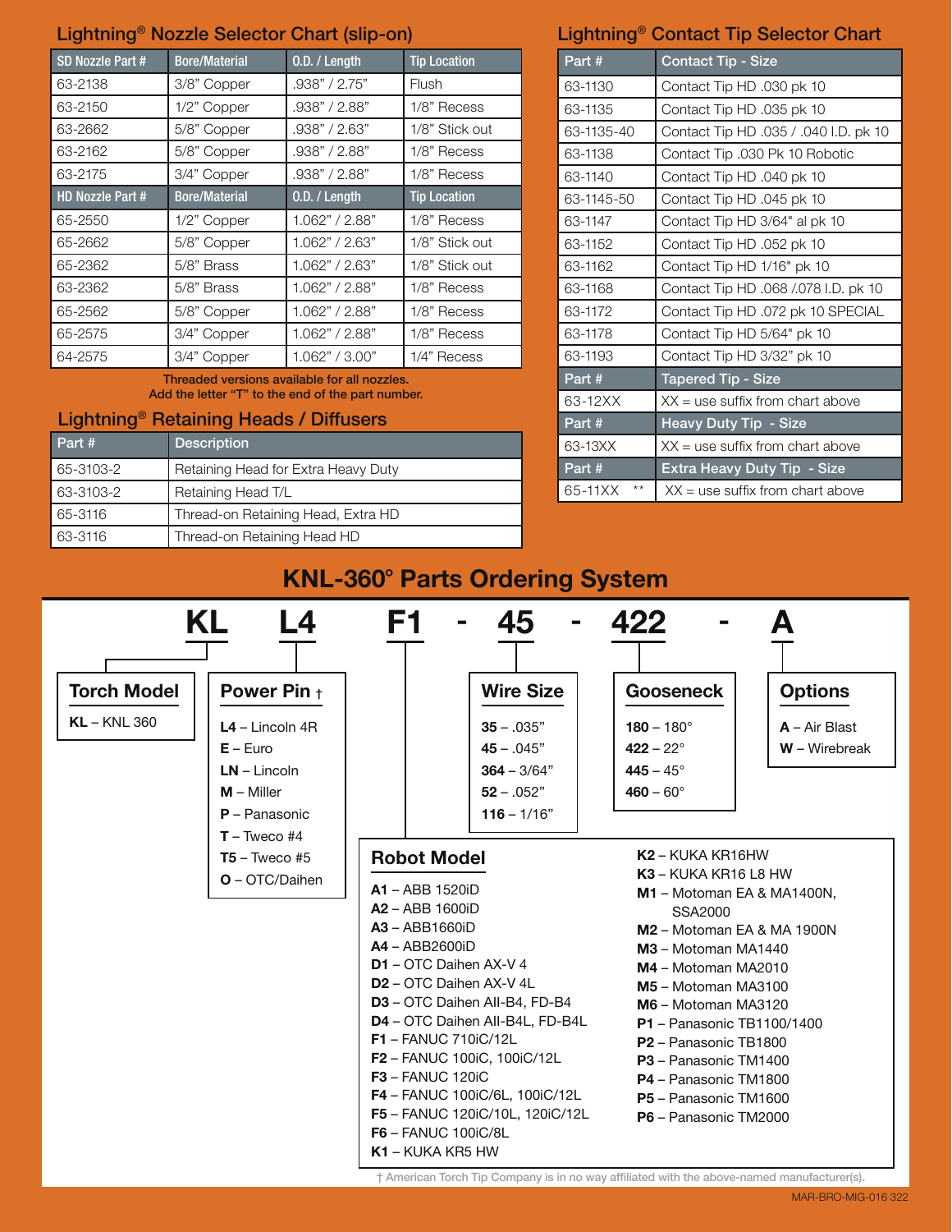## Lightning® Nozzle Selector Chart (slip-on)

| SD Nozzle Part # | Bore/Material | O.D. / Length | Tip Location |
|---|---|---|---|
| 63-2138 | 3/8" Copper | .938" / 2.75" | Flush |
| 63-2150 | 1/2" Copper | .938" / 2.88" | 1/8" Recess |
| 63-2662 | 5/8" Copper | .938" / 2.63" | 1/8" Stick out |
| 63-2162 | 5/8" Copper | .938" / 2.88" | 1/8" Recess |
| 63-2175 | 3/4" Copper | .938" / 2.88" | 1/8" Recess |
| **HD Nozzle Part #** | **Bore/Material** | **O.D. / Length** | **Tip Location** |
| 65-2550 | 1/2" Copper | 1.062" / 2.88" | 1/8" Recess |
| 65-2662 | 5/8" Copper | 1.062" / 2.63" | 1/8" Stick out |
| 65-2362 | 5/8" Brass | 1.062" / 2.63" | 1/8" Stick out |
| 63-2362 | 5/8" Brass | 1.062" / 2.88" | 1/8" Recess |
| 65-2562 | 5/8" Copper | 1.062" / 2.88" | 1/8" Recess |
| 65-2575 | 3/4" Copper | 1.062" / 2.88" | 1/8" Recess |
| 64-2575 | 3/4" Copper | 1.062" / 3.00" | 1/4" Recess |

Threaded versions available for all nozzles.
Add the letter "T" to the end of the part number.

## Lightning® Retaining Heads / Diffusers

| Part # | Description |
|---|---|
| 65-3103-2 | Retaining Head for Extra Heavy Duty |
| 63-3103-2 | Retaining Head T/L |
| 65-3116 | Thread-on Retaining Head, Extra HD |
| 63-3116 | Thread-on Retaining Head HD |

## Lightning® Contact Tip Selector Chart

| Part # | Contact Tip - Size |
|---|---|
| 63-1130 | Contact Tip HD .030 pk 10 |
| 63-1135 | Contact Tip HD .035 pk 10 |
| 63-1135-40 | Contact Tip HD .035 / .040 I.D. pk 10 |
| 63-1138 | Contact Tip .030 Pk 10 Robotic |
| 63-1140 | Contact Tip HD .040 pk 10 |
| 63-1145-50 | Contact Tip HD .045 pk 10 |
| 63-1147 | Contact Tip HD 3/64" al pk 10 |
| 63-1152 | Contact Tip HD .052 pk 10 |
| 63-1162 | Contact Tip HD 1/16" pk 10 |
| 63-1168 | Contact Tip HD .068 /.078 I.D. pk 10 |
| 63-1172 | Contact Tip HD .072 pk 10 SPECIAL |
| 63-1178 | Contact Tip HD 5/64" pk 10 |
| 63-1193 | Contact Tip HD 3/32" pk 10 |
| **Part #** | **Tapered Tip - Size** |
| 63-12XX | XX = use suffix from chart above |
| **Part #** | **Heavy Duty Tip - Size** |
| 63-13XX | XX = use suffix from chart above |
| **Part #** | **Extra Heavy Duty Tip - Size** |
| 65-11XX ** | XX = use suffix from chart above |

# KNL-360° Parts Ordering System

**KL L4 F1 - 45 - 422 - A**

### Torch Model
**KL** – KNL 360

### Power Pin †
- **L4** – Lincoln 4R
- **E** – Euro
- **LN** – Lincoln
- **M** – Miller
- **P** – Panasonic
- **T** – Tweco #4
- **T5** – Tweco #5
- **O** – OTC/Daihen

### Wire Size
- **35** – .035"
- **45** – .045"
- **364** – 3/64"
- **52** – .052"
- **116** – 1/16"

### Gooseneck
- **180** – 180°
- **422** – 22°
- **445** – 45°
- **460** – 60°

### Options
- **A** – Air Blast
- **W** – Wirebreak

### Robot Model
- **A1** – ABB 1520iD
- **A2** – ABB 1600iD
- **A3** – ABB1660iD
- **A4** – ABB2600iD
- **D1** – OTC Daihen AX-V 4
- **D2** – OTC Daihen AX-V 4L
- **D3** – OTC Daihen AII-B4, FD-B4
- **D4** – OTC Daihen AII-B4L, FD-B4L
- **F1** – FANUC 710iC/12L
- **F2** – FANUC 100iC, 100iC/12L
- **F3** – FANUC 120iC
- **F4** – FANUC 100iC/6L, 100iC/12L
- **F5** – FANUC 120iC/10L, 120iC/12L
- **F6** – FANUC 100iC/8L
- **K1** – KUKA KR5 HW
- **K2** – KUKA KR16HW
- **K3** – KUKA KR16 L8 HW
- **M1** – Motoman EA & MA1400N, SSA2000
- **M2** – Motoman EA & MA 1900N
- **M3** – Motoman MA1440
- **M4** – Motoman MA2010
- **M5** – Motoman MA3100
- **M6** – Motoman MA3120
- **P1** – Panasonic TB1100/1400
- **P2** – Panasonic TB1800
- **P3** – Panasonic TM1400
- **P4** – Panasonic TM1800
- **P5** – Panasonic TM1600
- **P6** – Panasonic TM2000

† American Torch Tip Company is in no way affiliated with the above-named manufacturer(s).

MAR-BRO-MIG-016 322